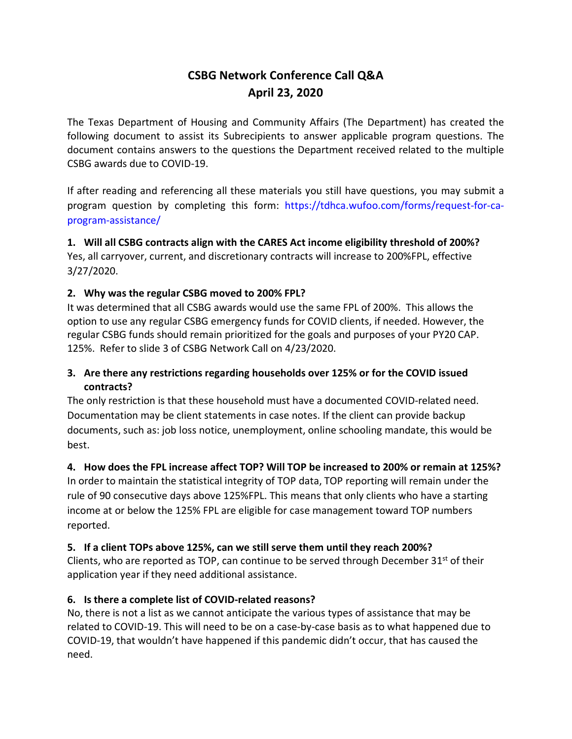# CSBG Network Conference Call Q&A
# April 23, 2020

The Texas Department of Housing and Community Affairs (The Department) has created the following document to assist its Subrecipients to answer applicable program questions. The document contains answers to the questions the Department received related to the multiple CSBG awards due to COVID-19.

If after reading and referencing all these materials you still have questions, you may submit a program question by completing this form: https://tdhca.wufoo.com/forms/request-for-ca-program-assistance/

**1. Will all CSBG contracts align with the CARES Act income eligibility threshold of 200%?**
Yes, all carryover, current, and discretionary contracts will increase to 200%FPL, effective 3/27/2020.

**2. Why was the regular CSBG moved to 200% FPL?**
It was determined that all CSBG awards would use the same FPL of 200%. This allows the option to use any regular CSBG emergency funds for COVID clients, if needed. However, the regular CSBG funds should remain prioritized for the goals and purposes of your PY20 CAP. 125%. Refer to slide 3 of CSBG Network Call on 4/23/2020.

**3. Are there any restrictions regarding households over 125% or for the COVID issued contracts?**
The only restriction is that these household must have a documented COVID-related need. Documentation may be client statements in case notes. If the client can provide backup documents, such as: job loss notice, unemployment, online schooling mandate, this would be best.

**4. How does the FPL increase affect TOP? Will TOP be increased to 200% or remain at 125%?**
In order to maintain the statistical integrity of TOP data, TOP reporting will remain under the rule of 90 consecutive days above 125%FPL. This means that only clients who have a starting income at or below the 125% FPL are eligible for case management toward TOP numbers reported.

**5. If a client TOPs above 125%, can we still serve them until they reach 200%?**
Clients, who are reported as TOP, can continue to be served through December 31st of their application year if they need additional assistance.

**6. Is there a complete list of COVID-related reasons?**
No, there is not a list as we cannot anticipate the various types of assistance that may be related to COVID-19. This will need to be on a case-by-case basis as to what happened due to COVID-19, that wouldn't have happened if this pandemic didn't occur, that has caused the need.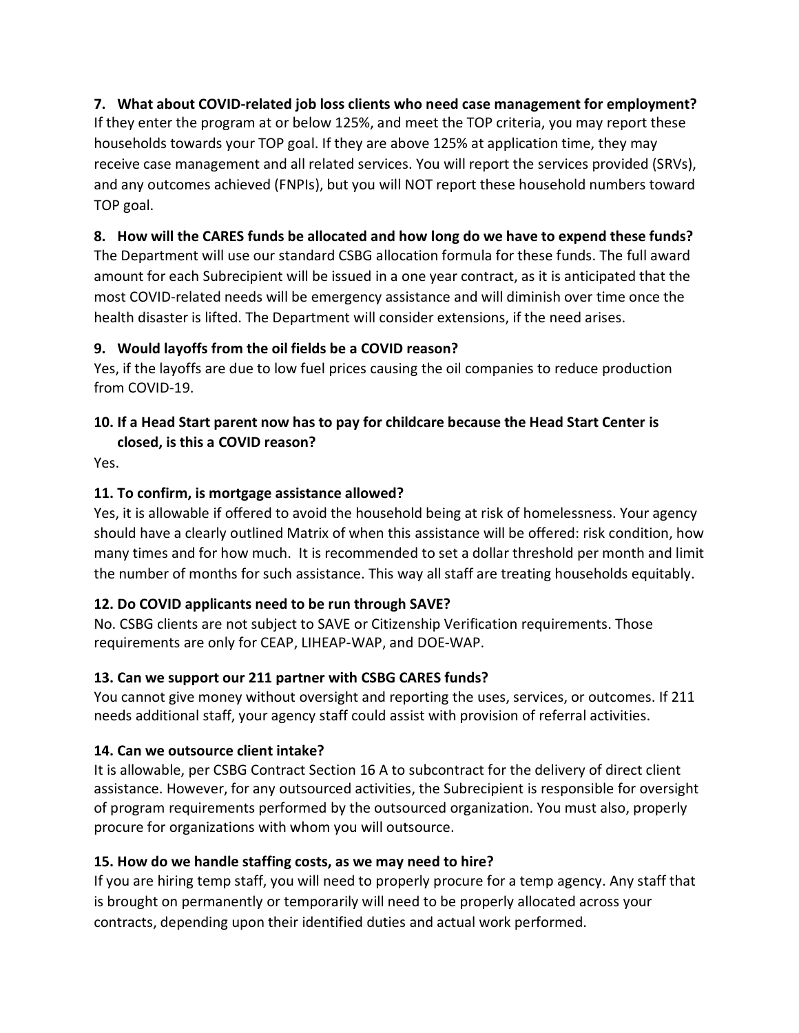**7. What about COVID-related job loss clients who need case management for employment?**

If they enter the program at or below 125%, and meet the TOP criteria, you may report these households towards your TOP goal. If they are above 125% at application time, they may receive case management and all related services. You will report the services provided (SRVs), and any outcomes achieved (FNPIs), but you will NOT report these household numbers toward TOP goal.

**8. How will the CARES funds be allocated and how long do we have to expend these funds?**

The Department will use our standard CSBG allocation formula for these funds. The full award amount for each Subrecipient will be issued in a one year contract, as it is anticipated that the most COVID-related needs will be emergency assistance and will diminish over time once the health disaster is lifted. The Department will consider extensions, if the need arises.

**9. Would layoffs from the oil fields be a COVID reason?**

Yes, if the layoffs are due to low fuel prices causing the oil companies to reduce production from COVID-19.

**10. If a Head Start parent now has to pay for childcare because the Head Start Center is closed, is this a COVID reason?**

Yes.

**11. To confirm, is mortgage assistance allowed?**

Yes, it is allowable if offered to avoid the household being at risk of homelessness. Your agency should have a clearly outlined Matrix of when this assistance will be offered: risk condition, how many times and for how much. It is recommended to set a dollar threshold per month and limit the number of months for such assistance. This way all staff are treating households equitably.

**12. Do COVID applicants need to be run through SAVE?**

No. CSBG clients are not subject to SAVE or Citizenship Verification requirements. Those requirements are only for CEAP, LIHEAP-WAP, and DOE-WAP.

**13. Can we support our 211 partner with CSBG CARES funds?**

You cannot give money without oversight and reporting the uses, services, or outcomes. If 211 needs additional staff, your agency staff could assist with provision of referral activities.

**14. Can we outsource client intake?**

It is allowable, per CSBG Contract Section 16 A to subcontract for the delivery of direct client assistance. However, for any outsourced activities, the Subrecipient is responsible for oversight of program requirements performed by the outsourced organization. You must also, properly procure for organizations with whom you will outsource.

**15. How do we handle staffing costs, as we may need to hire?**

If you are hiring temp staff, you will need to properly procure for a temp agency. Any staff that is brought on permanently or temporarily will need to be properly allocated across your contracts, depending upon their identified duties and actual work performed.